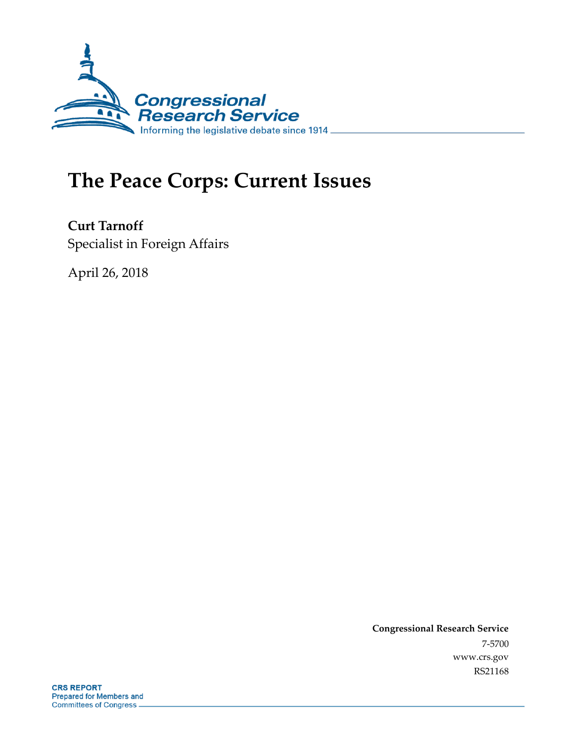# The Peace Corps: Current Issues

**Curt Tarnoff**
Specialist in Foreign Affairs

April 26, 2018

**Congressional Research Service**
7-5700
www.crs.gov
RS21168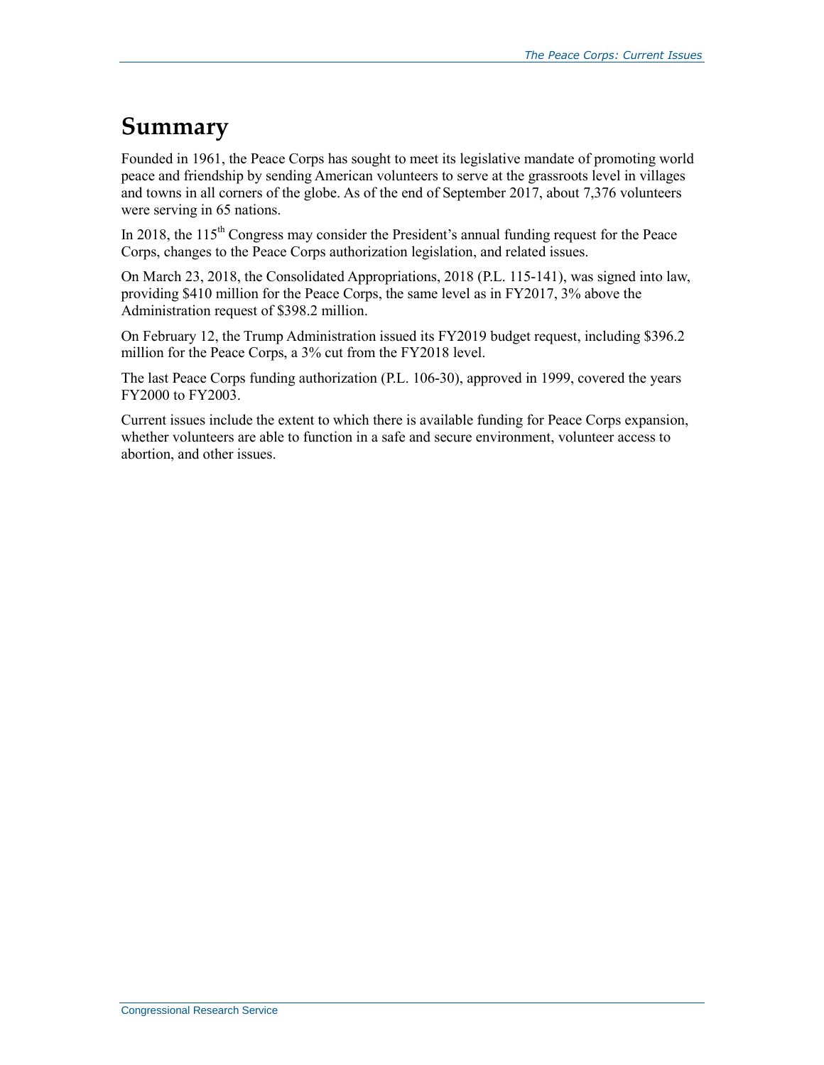# Summary

Founded in 1961, the Peace Corps has sought to meet its legislative mandate of promoting world peace and friendship by sending American volunteers to serve at the grassroots level in villages and towns in all corners of the globe. As of the end of September 2017, about 7,376 volunteers were serving in 65 nations.

In 2018, the 115th Congress may consider the President's annual funding request for the Peace Corps, changes to the Peace Corps authorization legislation, and related issues.

On March 23, 2018, the Consolidated Appropriations, 2018 (P.L. 115-141), was signed into law, providing $410 million for the Peace Corps, the same level as in FY2017, 3% above the Administration request of $398.2 million.

On February 12, the Trump Administration issued its FY2019 budget request, including $396.2 million for the Peace Corps, a 3% cut from the FY2018 level.

The last Peace Corps funding authorization (P.L. 106-30), approved in 1999, covered the years FY2000 to FY2003.

Current issues include the extent to which there is available funding for Peace Corps expansion, whether volunteers are able to function in a safe and secure environment, volunteer access to abortion, and other issues.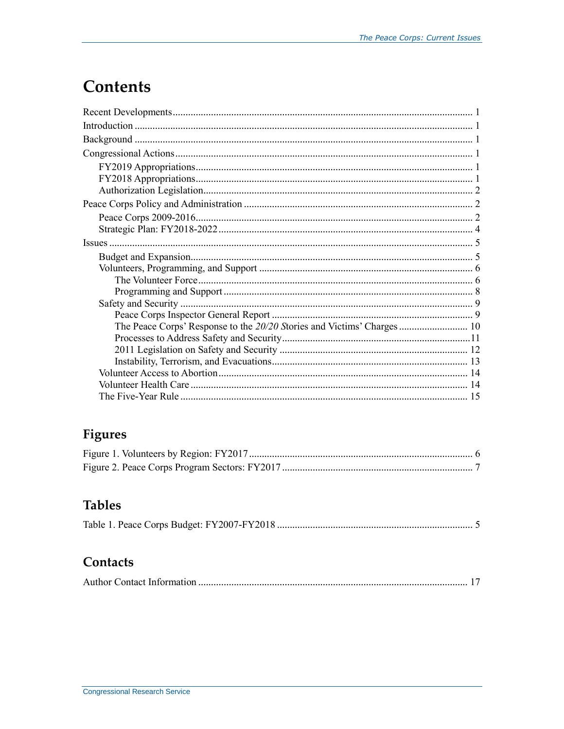# Contents

Recent Developments ..... 1
Introduction ..... 1
Background ..... 1
Congressional Actions ..... 1
  FY2019 Appropriations ..... 1
  FY2018 Appropriations ..... 1
  Authorization Legislation ..... 2
Peace Corps Policy and Administration ..... 2
  Peace Corps 2009-2016 ..... 2
  Strategic Plan: FY2018-2022 ..... 4
Issues ..... 5
  Budget and Expansion ..... 5
  Volunteers, Programming, and Support ..... 6
    The Volunteer Force ..... 6
    Programming and Support ..... 8
  Safety and Security ..... 9
    Peace Corps Inspector General Report ..... 9
    The Peace Corps' Response to the *20/20 S*tories and Victims' Charges ..... 10
    Processes to Address Safety and Security ..... 11
    2011 Legislation on Safety and Security ..... 12
    Instability, Terrorism, and Evacuations ..... 13
  Volunteer Access to Abortion ..... 14
  Volunteer Health Care ..... 14
  The Five-Year Rule ..... 15

## Figures

Figure 1. Volunteers by Region: FY2017 ..... 6
Figure 2. Peace Corps Program Sectors: FY2017 ..... 7

## Tables

Table 1. Peace Corps Budget: FY2007-FY2018 ..... 5

## Contacts

Author Contact Information ..... 17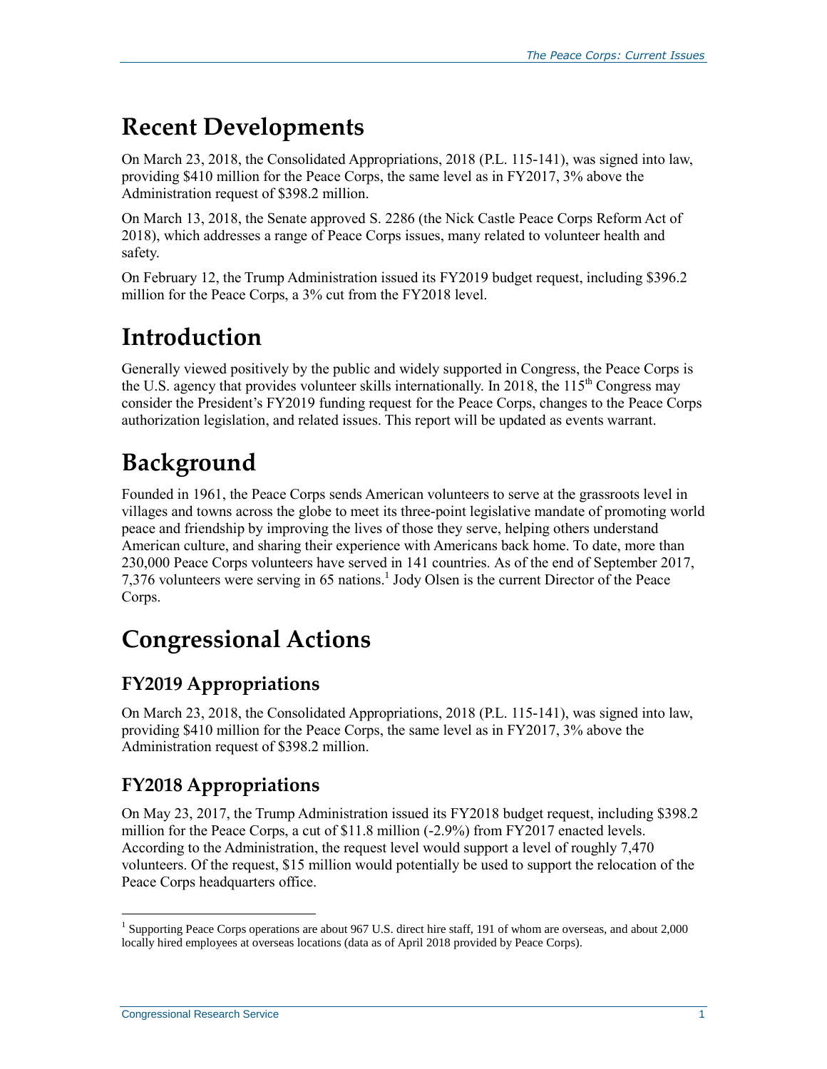# Recent Developments

On March 23, 2018, the Consolidated Appropriations, 2018 (P.L. 115-141), was signed into law, providing $410 million for the Peace Corps, the same level as in FY2017, 3% above the Administration request of $398.2 million.

On March 13, 2018, the Senate approved S. 2286 (the Nick Castle Peace Corps Reform Act of 2018), which addresses a range of Peace Corps issues, many related to volunteer health and safety.

On February 12, the Trump Administration issued its FY2019 budget request, including $396.2 million for the Peace Corps, a 3% cut from the FY2018 level.

# Introduction

Generally viewed positively by the public and widely supported in Congress, the Peace Corps is the U.S. agency that provides volunteer skills internationally. In 2018, the 115th Congress may consider the President's FY2019 funding request for the Peace Corps, changes to the Peace Corps authorization legislation, and related issues. This report will be updated as events warrant.

# Background

Founded in 1961, the Peace Corps sends American volunteers to serve at the grassroots level in villages and towns across the globe to meet its three-point legislative mandate of promoting world peace and friendship by improving the lives of those they serve, helping others understand American culture, and sharing their experience with Americans back home. To date, more than 230,000 Peace Corps volunteers have served in 141 countries. As of the end of September 2017, 7,376 volunteers were serving in 65 nations.[1] Jody Olsen is the current Director of the Peace Corps.

# Congressional Actions

## FY2019 Appropriations

On March 23, 2018, the Consolidated Appropriations, 2018 (P.L. 115-141), was signed into law, providing $410 million for the Peace Corps, the same level as in FY2017, 3% above the Administration request of $398.2 million.

## FY2018 Appropriations

On May 23, 2017, the Trump Administration issued its FY2018 budget request, including $398.2 million for the Peace Corps, a cut of $11.8 million (-2.9%) from FY2017 enacted levels. According to the Administration, the request level would support a level of roughly 7,470 volunteers. Of the request, $15 million would potentially be used to support the relocation of the Peace Corps headquarters office.

---

[1] Supporting Peace Corps operations are about 967 U.S. direct hire staff, 191 of whom are overseas, and about 2,000 locally hired employees at overseas locations (data as of April 2018 provided by Peace Corps).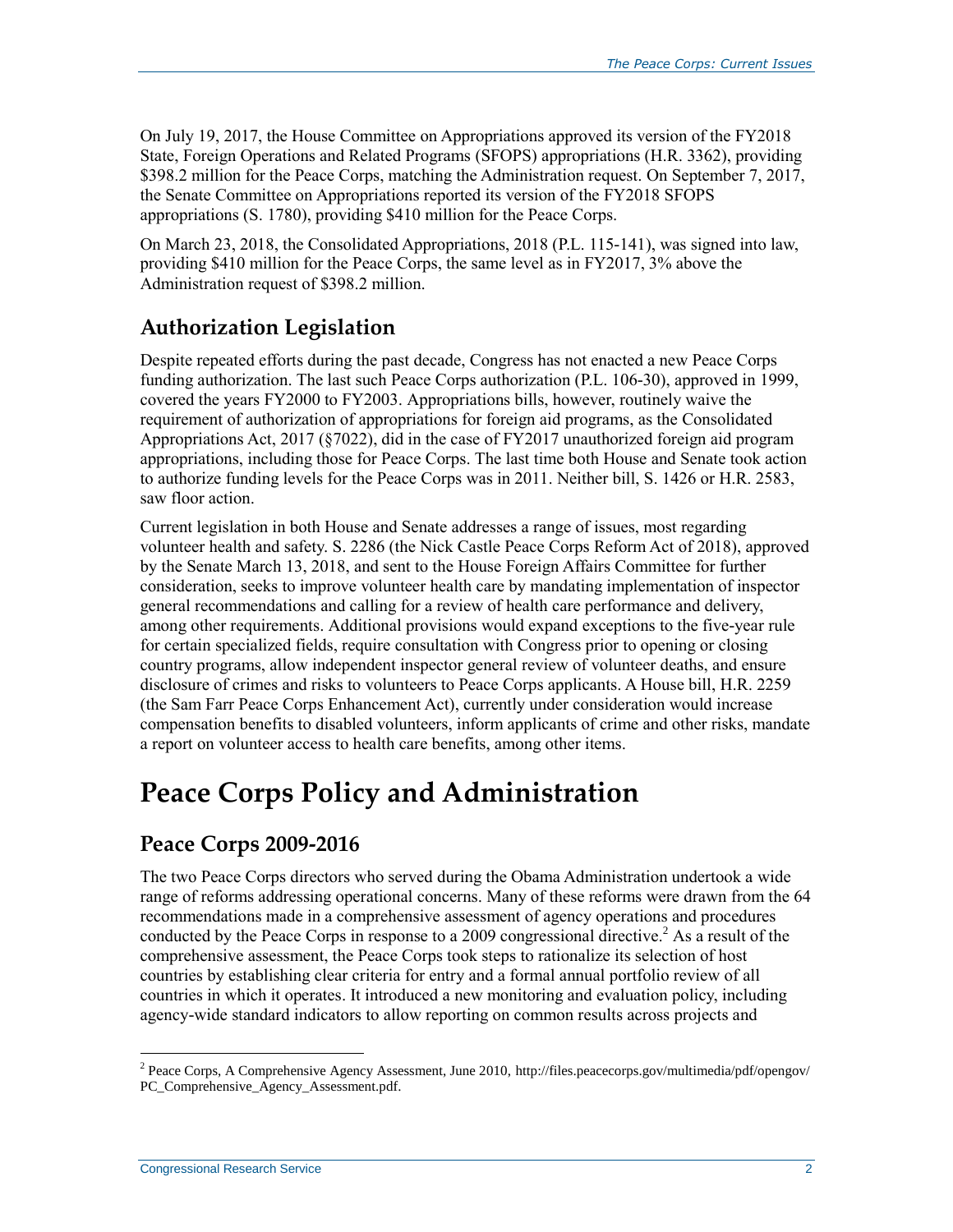On July 19, 2017, the House Committee on Appropriations approved its version of the FY2018 State, Foreign Operations and Related Programs (SFOPS) appropriations (H.R. 3362), providing \$398.2 million for the Peace Corps, matching the Administration request. On September 7, 2017, the Senate Committee on Appropriations reported its version of the FY2018 SFOPS appropriations (S. 1780), providing \$410 million for the Peace Corps.

On March 23, 2018, the Consolidated Appropriations, 2018 (P.L. 115-141), was signed into law, providing \$410 million for the Peace Corps, the same level as in FY2017, 3% above the Administration request of \$398.2 million.

## Authorization Legislation

Despite repeated efforts during the past decade, Congress has not enacted a new Peace Corps funding authorization. The last such Peace Corps authorization (P.L. 106-30), approved in 1999, covered the years FY2000 to FY2003. Appropriations bills, however, routinely waive the requirement of authorization of appropriations for foreign aid programs, as the Consolidated Appropriations Act, 2017 (§7022), did in the case of FY2017 unauthorized foreign aid program appropriations, including those for Peace Corps. The last time both House and Senate took action to authorize funding levels for the Peace Corps was in 2011. Neither bill, S. 1426 or H.R. 2583, saw floor action.

Current legislation in both House and Senate addresses a range of issues, most regarding volunteer health and safety. S. 2286 (the Nick Castle Peace Corps Reform Act of 2018), approved by the Senate March 13, 2018, and sent to the House Foreign Affairs Committee for further consideration, seeks to improve volunteer health care by mandating implementation of inspector general recommendations and calling for a review of health care performance and delivery, among other requirements. Additional provisions would expand exceptions to the five-year rule for certain specialized fields, require consultation with Congress prior to opening or closing country programs, allow independent inspector general review of volunteer deaths, and ensure disclosure of crimes and risks to volunteers to Peace Corps applicants. A House bill, H.R. 2259 (the Sam Farr Peace Corps Enhancement Act), currently under consideration would increase compensation benefits to disabled volunteers, inform applicants of crime and other risks, mandate a report on volunteer access to health care benefits, among other items.

# Peace Corps Policy and Administration

## Peace Corps 2009-2016

The two Peace Corps directors who served during the Obama Administration undertook a wide range of reforms addressing operational concerns. Many of these reforms were drawn from the 64 recommendations made in a comprehensive assessment of agency operations and procedures conducted by the Peace Corps in response to a 2009 congressional directive.[2] As a result of the comprehensive assessment, the Peace Corps took steps to rationalize its selection of host countries by establishing clear criteria for entry and a formal annual portfolio review of all countries in which it operates. It introduced a new monitoring and evaluation policy, including agency-wide standard indicators to allow reporting on common results across projects and

[2] Peace Corps, A Comprehensive Agency Assessment, June 2010, http://files.peacecorps.gov/multimedia/pdf/opengov/PC_Comprehensive_Agency_Assessment.pdf.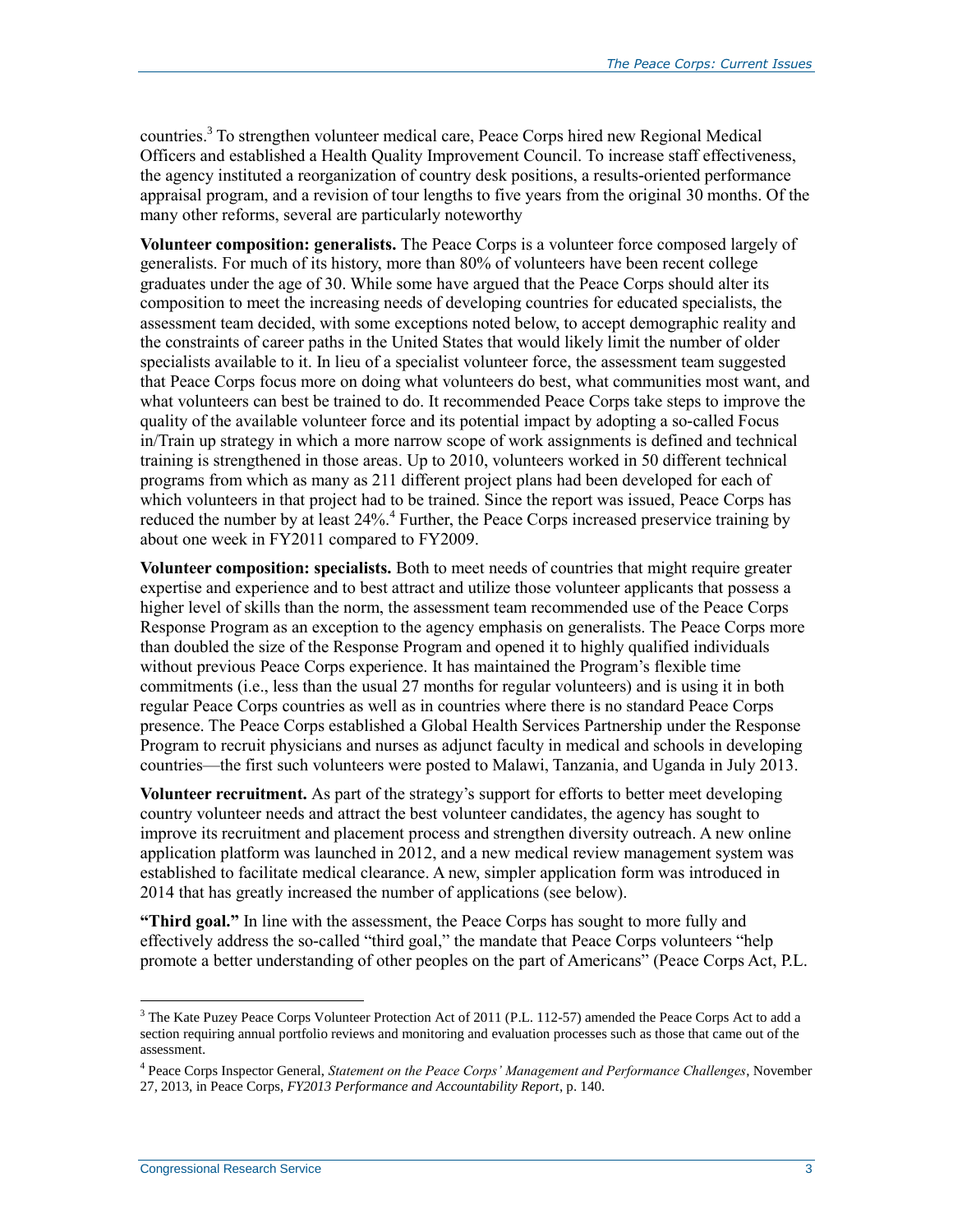countries.[3] To strengthen volunteer medical care, Peace Corps hired new Regional Medical Officers and established a Health Quality Improvement Council. To increase staff effectiveness, the agency instituted a reorganization of country desk positions, a results-oriented performance appraisal program, and a revision of tour lengths to five years from the original 30 months. Of the many other reforms, several are particularly noteworthy

**Volunteer composition: generalists.** The Peace Corps is a volunteer force composed largely of generalists. For much of its history, more than 80% of volunteers have been recent college graduates under the age of 30. While some have argued that the Peace Corps should alter its composition to meet the increasing needs of developing countries for educated specialists, the assessment team decided, with some exceptions noted below, to accept demographic reality and the constraints of career paths in the United States that would likely limit the number of older specialists available to it. In lieu of a specialist volunteer force, the assessment team suggested that Peace Corps focus more on doing what volunteers do best, what communities most want, and what volunteers can best be trained to do. It recommended Peace Corps take steps to improve the quality of the available volunteer force and its potential impact by adopting a so-called Focus in/Train up strategy in which a more narrow scope of work assignments is defined and technical training is strengthened in those areas. Up to 2010, volunteers worked in 50 different technical programs from which as many as 211 different project plans had been developed for each of which volunteers in that project had to be trained. Since the report was issued, Peace Corps has reduced the number by at least 24%.[4] Further, the Peace Corps increased preservice training by about one week in FY2011 compared to FY2009.

**Volunteer composition: specialists.** Both to meet needs of countries that might require greater expertise and experience and to best attract and utilize those volunteer applicants that possess a higher level of skills than the norm, the assessment team recommended use of the Peace Corps Response Program as an exception to the agency emphasis on generalists. The Peace Corps more than doubled the size of the Response Program and opened it to highly qualified individuals without previous Peace Corps experience. It has maintained the Program's flexible time commitments (i.e., less than the usual 27 months for regular volunteers) and is using it in both regular Peace Corps countries as well as in countries where there is no standard Peace Corps presence. The Peace Corps established a Global Health Services Partnership under the Response Program to recruit physicians and nurses as adjunct faculty in medical and schools in developing countries—the first such volunteers were posted to Malawi, Tanzania, and Uganda in July 2013.

**Volunteer recruitment.** As part of the strategy's support for efforts to better meet developing country volunteer needs and attract the best volunteer candidates, the agency has sought to improve its recruitment and placement process and strengthen diversity outreach. A new online application platform was launched in 2012, and a new medical review management system was established to facilitate medical clearance. A new, simpler application form was introduced in 2014 that has greatly increased the number of applications (see below).

**"Third goal."** In line with the assessment, the Peace Corps has sought to more fully and effectively address the so-called "third goal," the mandate that Peace Corps volunteers "help promote a better understanding of other peoples on the part of Americans" (Peace Corps Act, P.L.

---

[3] The Kate Puzey Peace Corps Volunteer Protection Act of 2011 (P.L. 112-57) amended the Peace Corps Act to add a section requiring annual portfolio reviews and monitoring and evaluation processes such as those that came out of the assessment.

[4] Peace Corps Inspector General, *Statement on the Peace Corps' Management and Performance Challenges*, November 27, 2013, in Peace Corps, *FY2013 Performance and Accountability Report*, p. 140.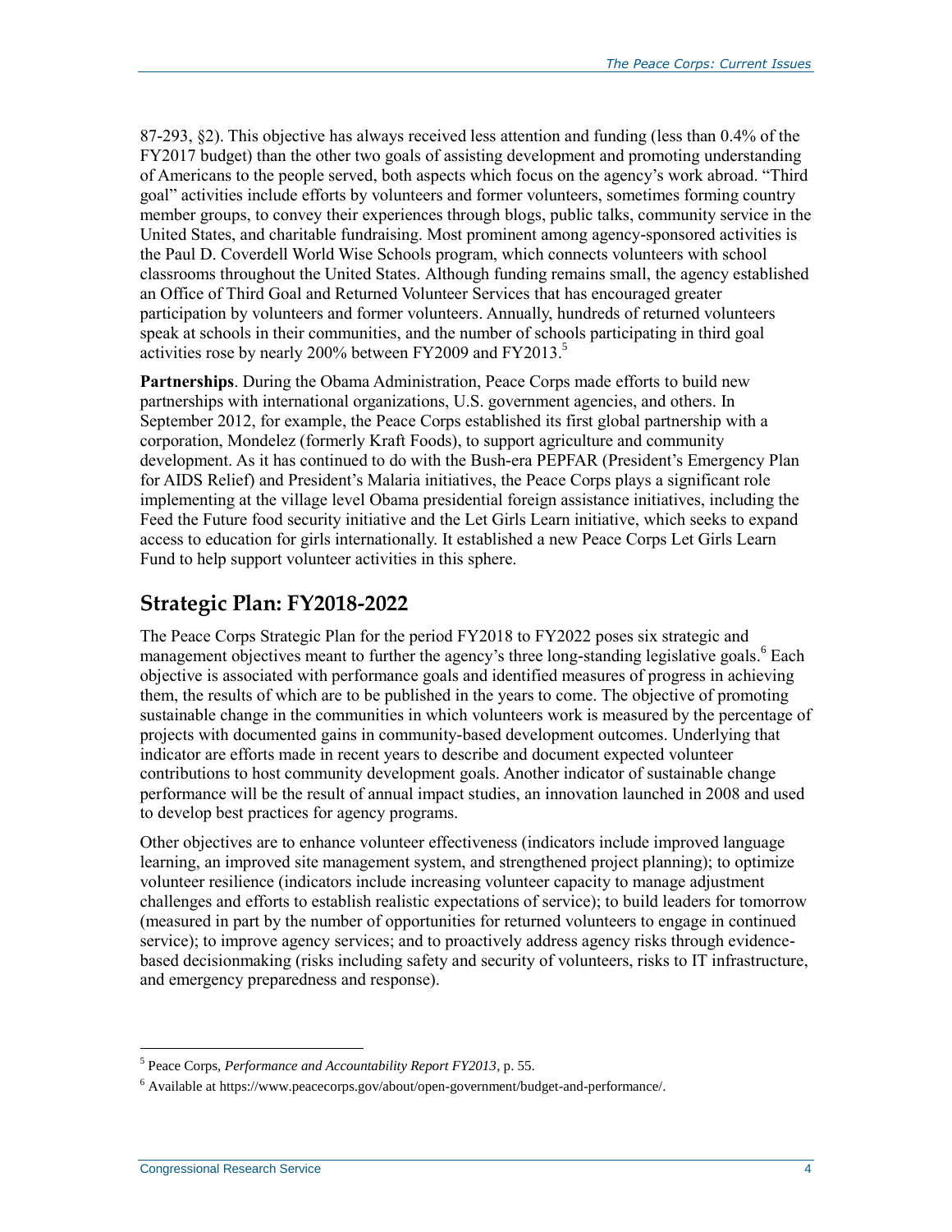87-293, §2). This objective has always received less attention and funding (less than 0.4% of the FY2017 budget) than the other two goals of assisting development and promoting understanding of Americans to the people served, both aspects which focus on the agency's work abroad. "Third goal" activities include efforts by volunteers and former volunteers, sometimes forming country member groups, to convey their experiences through blogs, public talks, community service in the United States, and charitable fundraising. Most prominent among agency-sponsored activities is the Paul D. Coverdell World Wise Schools program, which connects volunteers with school classrooms throughout the United States. Although funding remains small, the agency established an Office of Third Goal and Returned Volunteer Services that has encouraged greater participation by volunteers and former volunteers. Annually, hundreds of returned volunteers speak at schools in their communities, and the number of schools participating in third goal activities rose by nearly 200% between FY2009 and FY2013.[5]

**Partnerships**. During the Obama Administration, Peace Corps made efforts to build new partnerships with international organizations, U.S. government agencies, and others. In September 2012, for example, the Peace Corps established its first global partnership with a corporation, Mondelez (formerly Kraft Foods), to support agriculture and community development. As it has continued to do with the Bush-era PEPFAR (President's Emergency Plan for AIDS Relief) and President's Malaria initiatives, the Peace Corps plays a significant role implementing at the village level Obama presidential foreign assistance initiatives, including the Feed the Future food security initiative and the Let Girls Learn initiative, which seeks to expand access to education for girls internationally. It established a new Peace Corps Let Girls Learn Fund to help support volunteer activities in this sphere.

## Strategic Plan: FY2018-2022

The Peace Corps Strategic Plan for the period FY2018 to FY2022 poses six strategic and management objectives meant to further the agency's three long-standing legislative goals.[6] Each objective is associated with performance goals and identified measures of progress in achieving them, the results of which are to be published in the years to come. The objective of promoting sustainable change in the communities in which volunteers work is measured by the percentage of projects with documented gains in community-based development outcomes. Underlying that indicator are efforts made in recent years to describe and document expected volunteer contributions to host community development goals. Another indicator of sustainable change performance will be the result of annual impact studies, an innovation launched in 2008 and used to develop best practices for agency programs.

Other objectives are to enhance volunteer effectiveness (indicators include improved language learning, an improved site management system, and strengthened project planning); to optimize volunteer resilience (indicators include increasing volunteer capacity to manage adjustment challenges and efforts to establish realistic expectations of service); to build leaders for tomorrow (measured in part by the number of opportunities for returned volunteers to engage in continued service); to improve agency services; and to proactively address agency risks through evidence-based decisionmaking (risks including safety and security of volunteers, risks to IT infrastructure, and emergency preparedness and response).

---

[5] Peace Corps, *Performance and Accountability Report FY2013*, p. 55.

[6] Available at https://www.peacecorps.gov/about/open-government/budget-and-performance/.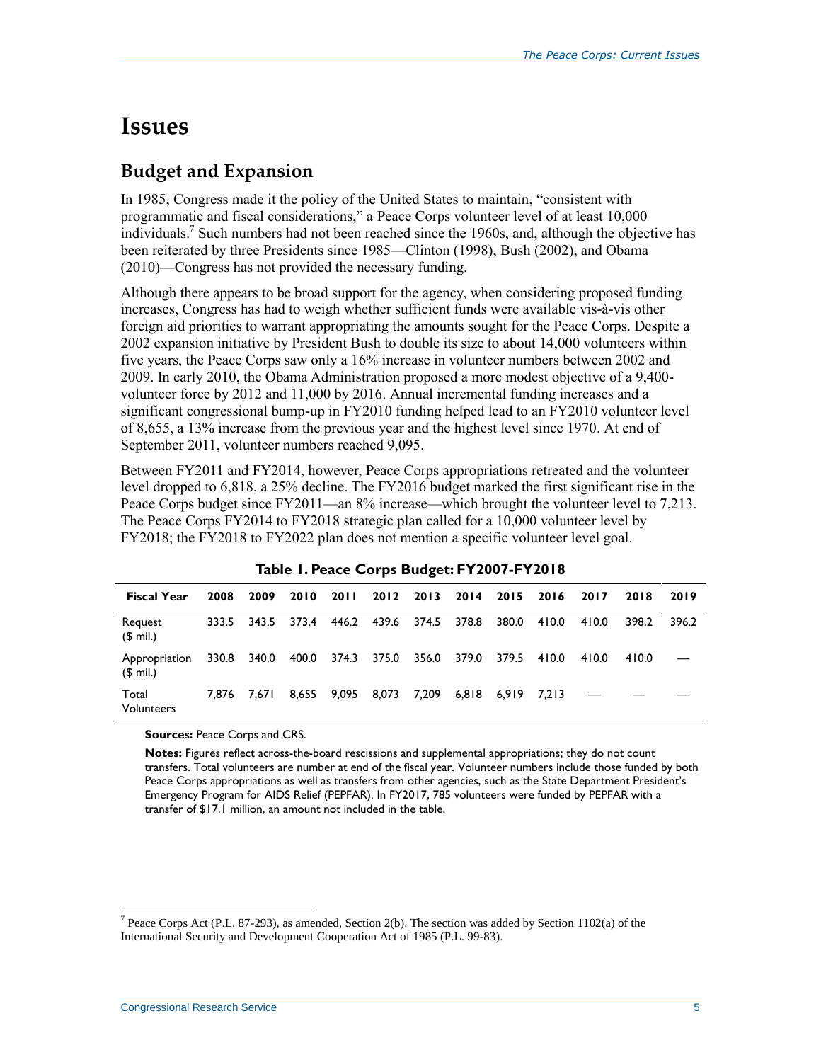# Issues

## Budget and Expansion

In 1985, Congress made it the policy of the United States to maintain, "consistent with programmatic and fiscal considerations," a Peace Corps volunteer level of at least 10,000 individuals.[7] Such numbers had not been reached since the 1960s, and, although the objective has been reiterated by three Presidents since 1985—Clinton (1998), Bush (2002), and Obama (2010)—Congress has not provided the necessary funding.

Although there appears to be broad support for the agency, when considering proposed funding increases, Congress has had to weigh whether sufficient funds were available vis-à-vis other foreign aid priorities to warrant appropriating the amounts sought for the Peace Corps. Despite a 2002 expansion initiative by President Bush to double its size to about 14,000 volunteers within five years, the Peace Corps saw only a 16% increase in volunteer numbers between 2002 and 2009. In early 2010, the Obama Administration proposed a more modest objective of a 9,400-volunteer force by 2012 and 11,000 by 2016. Annual incremental funding increases and a significant congressional bump-up in FY2010 funding helped lead to an FY2010 volunteer level of 8,655, a 13% increase from the previous year and the highest level since 1970. At end of September 2011, volunteer numbers reached 9,095.

Between FY2011 and FY2014, however, Peace Corps appropriations retreated and the volunteer level dropped to 6,818, a 25% decline. The FY2016 budget marked the first significant rise in the Peace Corps budget since FY2011—an 8% increase—which brought the volunteer level to 7,213. The Peace Corps FY2014 to FY2018 strategic plan called for a 10,000 volunteer level by FY2018; the FY2018 to FY2022 plan does not mention a specific volunteer level goal.

**Table 1. Peace Corps Budget: FY2007-FY2018**

| Fiscal Year | 2008 | 2009 | 2010 | 2011 | 2012 | 2013 | 2014 | 2015 | 2016 | 2017 | 2018 | 2019 |
|---|---|---|---|---|---|---|---|---|---|---|---|---|
| Request ($ mil.) | 333.5 | 343.5 | 373.4 | 446.2 | 439.6 | 374.5 | 378.8 | 380.0 | 410.0 | 410.0 | 398.2 | 396.2 |
| Appropriation ($ mil.) | 330.8 | 340.0 | 400.0 | 374.3 | 375.0 | 356.0 | 379.0 | 379.5 | 410.0 | 410.0 | 410.0 | — |
| Total Volunteers | 7,876 | 7,671 | 8,655 | 9,095 | 8,073 | 7,209 | 6,818 | 6,919 | 7,213 | — | — | — |

**Sources:** Peace Corps and CRS.

**Notes:** Figures reflect across-the-board rescissions and supplemental appropriations; they do not count transfers. Total volunteers are number at end of the fiscal year. Volunteer numbers include those funded by both Peace Corps appropriations as well as transfers from other agencies, such as the State Department President's Emergency Program for AIDS Relief (PEPFAR). In FY2017, 785 volunteers were funded by PEPFAR with a transfer of $17.1 million, an amount not included in the table.

---

[7] Peace Corps Act (P.L. 87-293), as amended, Section 2(b). The section was added by Section 1102(a) of the International Security and Development Cooperation Act of 1985 (P.L. 99-83).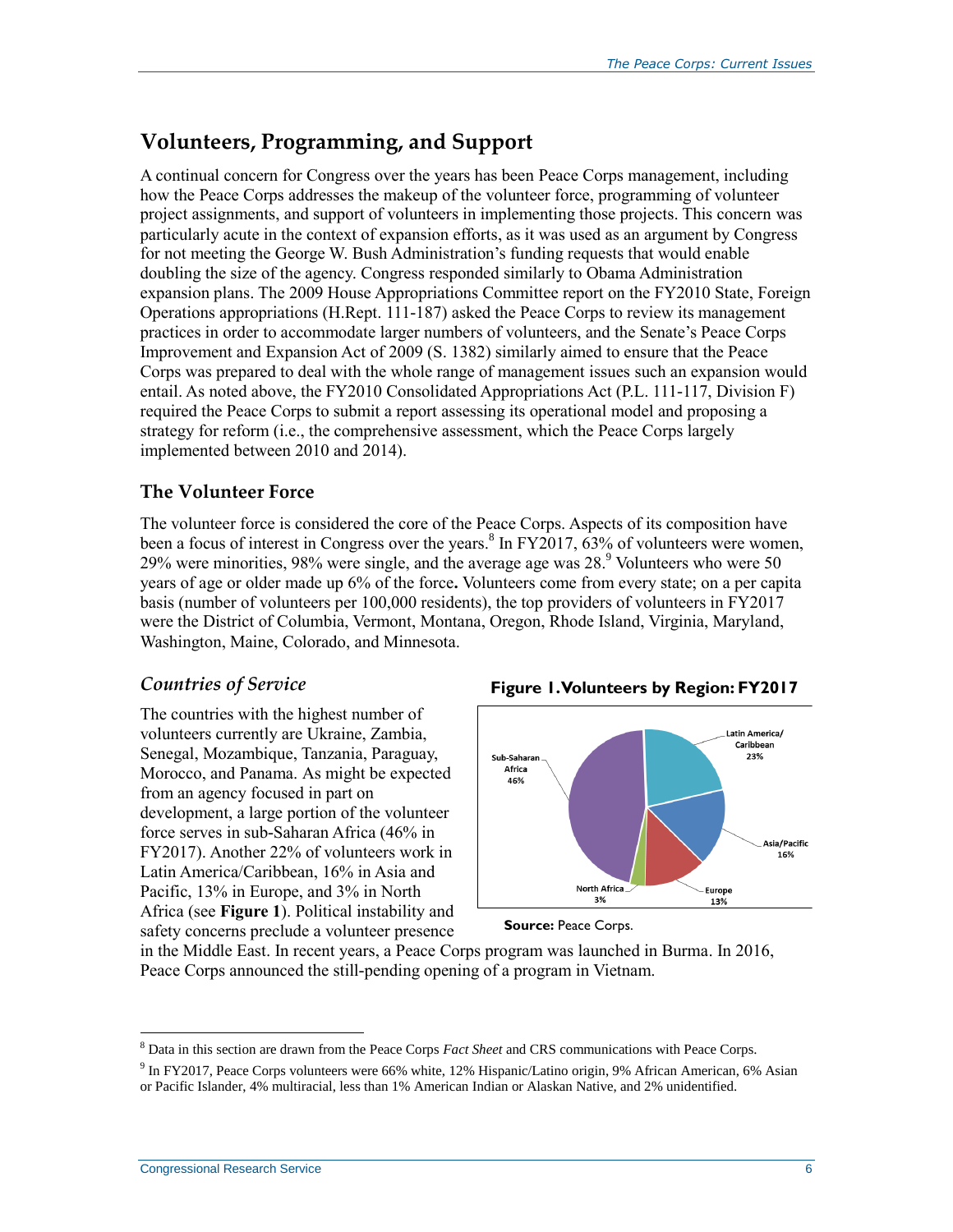## Volunteers, Programming, and Support

A continual concern for Congress over the years has been Peace Corps management, including how the Peace Corps addresses the makeup of the volunteer force, programming of volunteer project assignments, and support of volunteers in implementing those projects. This concern was particularly acute in the context of expansion efforts, as it was used as an argument by Congress for not meeting the George W. Bush Administration's funding requests that would enable doubling the size of the agency. Congress responded similarly to Obama Administration expansion plans. The 2009 House Appropriations Committee report on the FY2010 State, Foreign Operations appropriations (H.Rept. 111-187) asked the Peace Corps to review its management practices in order to accommodate larger numbers of volunteers, and the Senate's Peace Corps Improvement and Expansion Act of 2009 (S. 1382) similarly aimed to ensure that the Peace Corps was prepared to deal with the whole range of management issues such an expansion would entail. As noted above, the FY2010 Consolidated Appropriations Act (P.L. 111-117, Division F) required the Peace Corps to submit a report assessing its operational model and proposing a strategy for reform (i.e., the comprehensive assessment, which the Peace Corps largely implemented between 2010 and 2014).

### The Volunteer Force

The volunteer force is considered the core of the Peace Corps. Aspects of its composition have been a focus of interest in Congress over the years.[8] In FY2017, 63% of volunteers were women, 29% were minorities, 98% were single, and the average age was 28.[9] Volunteers who were 50 years of age or older made up 6% of the force**.** Volunteers come from every state; on a per capita basis (number of volunteers per 100,000 residents), the top providers of volunteers in FY2017 were the District of Columbia, Vermont, Montana, Oregon, Rhode Island, Virginia, Maryland, Washington, Maine, Colorado, and Minnesota.

#### *Countries of Service*

The countries with the highest number of volunteers currently are Ukraine, Zambia, Senegal, Mozambique, Tanzania, Paraguay, Morocco, and Panama. As might be expected from an agency focused in part on development, a large portion of the volunteer force serves in sub-Saharan Africa (46% in FY2017). Another 22% of volunteers work in Latin America/Caribbean, 16% in Asia and Pacific, 13% in Europe, and 3% in North Africa (see **Figure 1**). Political instability and safety concerns preclude a volunteer presence in the Middle East. In recent years, a Peace Corps program was launched in Burma. In 2016, Peace Corps announced the still-pending opening of a program in Vietnam.

**Figure 1. Volunteers by Region: FY2017**

| Region | Share |
| --- | --- |
| Sub-Saharan Africa | 46% |
| Latin America/ Caribbean | 23% |
| Asia/Pacific | 16% |
| Europe | 13% |
| North Africa | 3% |

**Source:** Peace Corps.

---

[8] Data in this section are drawn from the Peace Corps *Fact Sheet* and CRS communications with Peace Corps.

[9] In FY2017, Peace Corps volunteers were 66% white, 12% Hispanic/Latino origin, 9% African American, 6% Asian or Pacific Islander, 4% multiracial, less than 1% American Indian or Alaskan Native, and 2% unidentified.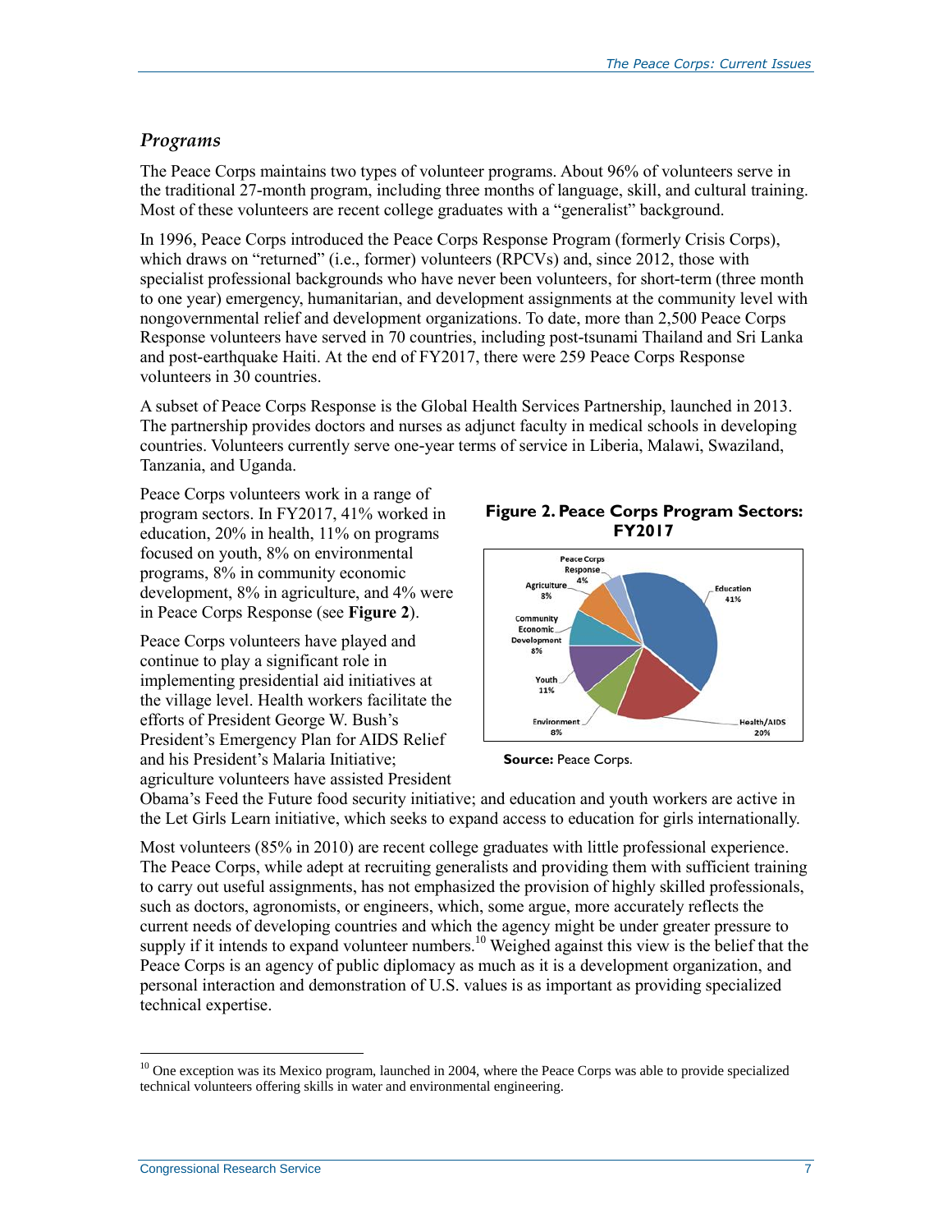### *Programs*

The Peace Corps maintains two types of volunteer programs. About 96% of volunteers serve in the traditional 27-month program, including three months of language, skill, and cultural training. Most of these volunteers are recent college graduates with a "generalist" background.

In 1996, Peace Corps introduced the Peace Corps Response Program (formerly Crisis Corps), which draws on "returned" (i.e., former) volunteers (RPCVs) and, since 2012, those with specialist professional backgrounds who have never been volunteers, for short-term (three month to one year) emergency, humanitarian, and development assignments at the community level with nongovernmental relief and development organizations. To date, more than 2,500 Peace Corps Response volunteers have served in 70 countries, including post-tsunami Thailand and Sri Lanka and post-earthquake Haiti. At the end of FY2017, there were 259 Peace Corps Response volunteers in 30 countries.

A subset of Peace Corps Response is the Global Health Services Partnership, launched in 2013. The partnership provides doctors and nurses as adjunct faculty in medical schools in developing countries. Volunteers currently serve one-year terms of service in Liberia, Malawi, Swaziland, Tanzania, and Uganda.

Peace Corps volunteers work in a range of program sectors. In FY2017, 41% worked in education, 20% in health, 11% on programs focused on youth, 8% on environmental programs, 8% in community economic development, 8% in agriculture, and 4% were in Peace Corps Response (see **Figure 2**).

**Figure 2. Peace Corps Program Sectors: FY2017**

| Sector | Share |
| --- | --- |
| Education | 41% |
| Health/AIDS | 20% |
| Youth | 11% |
| Environment | 8% |
| Community Economic Development | 8% |
| Agriculture | 8% |
| Peace Corps Response | 4% |

**Source:** Peace Corps.

Peace Corps volunteers have played and continue to play a significant role in implementing presidential aid initiatives at the village level. Health workers facilitate the efforts of President George W. Bush's President's Emergency Plan for AIDS Relief and his President's Malaria Initiative; agriculture volunteers have assisted President Obama's Feed the Future food security initiative; and education and youth workers are active in the Let Girls Learn initiative, which seeks to expand access to education for girls internationally.

Most volunteers (85% in 2010) are recent college graduates with little professional experience. The Peace Corps, while adept at recruiting generalists and providing them with sufficient training to carry out useful assignments, has not emphasized the provision of highly skilled professionals, such as doctors, agronomists, or engineers, which, some argue, more accurately reflects the current needs of developing countries and which the agency might be under greater pressure to supply if it intends to expand volunteer numbers.[10] Weighed against this view is the belief that the Peace Corps is an agency of public diplomacy as much as it is a development organization, and personal interaction and demonstration of U.S. values is as important as providing specialized technical expertise.

[10] One exception was its Mexico program, launched in 2004, where the Peace Corps was able to provide specialized technical volunteers offering skills in water and environmental engineering.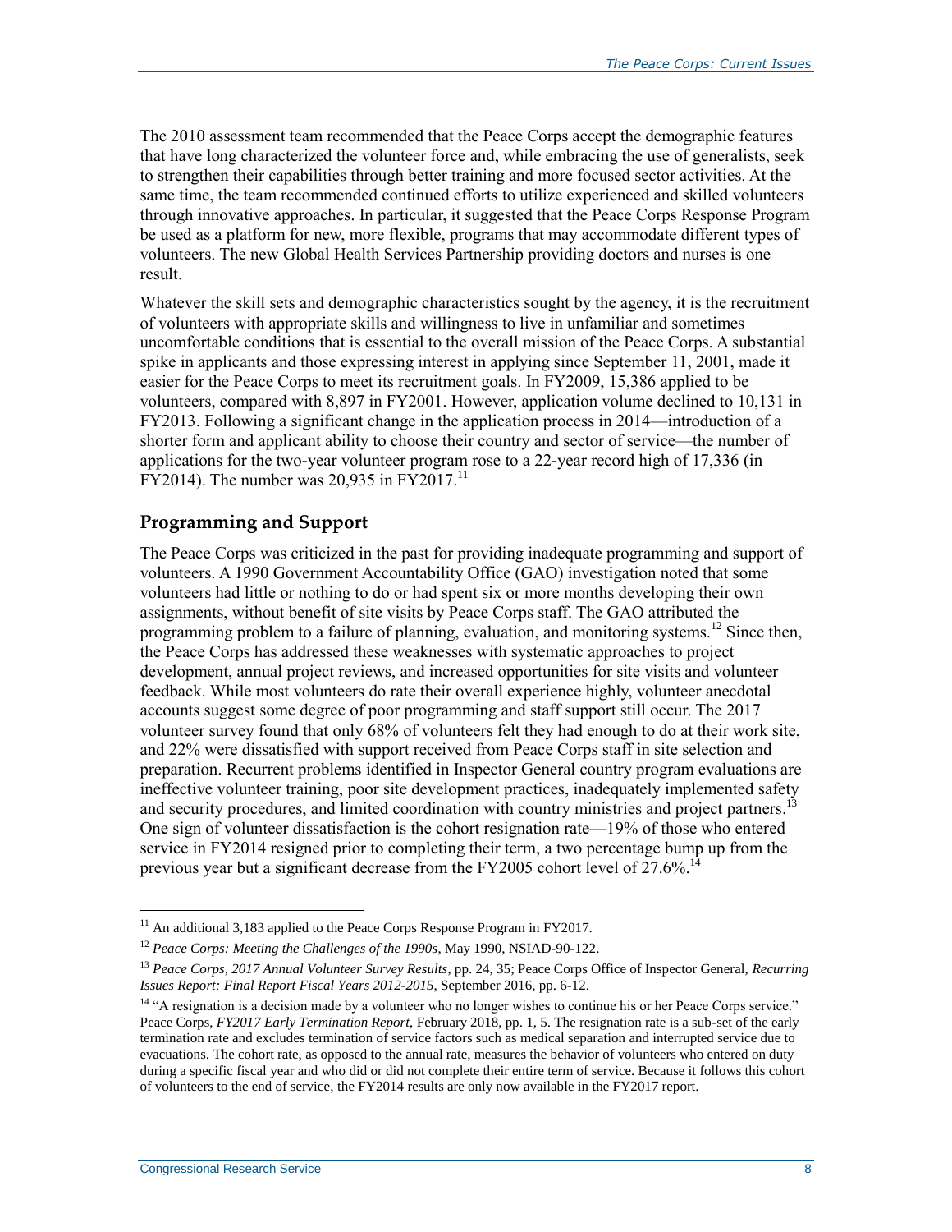The 2010 assessment team recommended that the Peace Corps accept the demographic features that have long characterized the volunteer force and, while embracing the use of generalists, seek to strengthen their capabilities through better training and more focused sector activities. At the same time, the team recommended continued efforts to utilize experienced and skilled volunteers through innovative approaches. In particular, it suggested that the Peace Corps Response Program be used as a platform for new, more flexible, programs that may accommodate different types of volunteers. The new Global Health Services Partnership providing doctors and nurses is one result.

Whatever the skill sets and demographic characteristics sought by the agency, it is the recruitment of volunteers with appropriate skills and willingness to live in unfamiliar and sometimes uncomfortable conditions that is essential to the overall mission of the Peace Corps. A substantial spike in applicants and those expressing interest in applying since September 11, 2001, made it easier for the Peace Corps to meet its recruitment goals. In FY2009, 15,386 applied to be volunteers, compared with 8,897 in FY2001. However, application volume declined to 10,131 in FY2013. Following a significant change in the application process in 2014—introduction of a shorter form and applicant ability to choose their country and sector of service—the number of applications for the two-year volunteer program rose to a 22-year record high of 17,336 (in FY2014). The number was 20,935 in FY2017.[11]

## Programming and Support

The Peace Corps was criticized in the past for providing inadequate programming and support of volunteers. A 1990 Government Accountability Office (GAO) investigation noted that some volunteers had little or nothing to do or had spent six or more months developing their own assignments, without benefit of site visits by Peace Corps staff. The GAO attributed the programming problem to a failure of planning, evaluation, and monitoring systems.[12] Since then, the Peace Corps has addressed these weaknesses with systematic approaches to project development, annual project reviews, and increased opportunities for site visits and volunteer feedback. While most volunteers do rate their overall experience highly, volunteer anecdotal accounts suggest some degree of poor programming and staff support still occur. The 2017 volunteer survey found that only 68% of volunteers felt they had enough to do at their work site, and 22% were dissatisfied with support received from Peace Corps staff in site selection and preparation. Recurrent problems identified in Inspector General country program evaluations are ineffective volunteer training, poor site development practices, inadequately implemented safety and security procedures, and limited coordination with country ministries and project partners.[13] One sign of volunteer dissatisfaction is the cohort resignation rate—19% of those who entered service in FY2014 resigned prior to completing their term, a two percentage bump up from the previous year but a significant decrease from the FY2005 cohort level of 27.6%.[14]

---

[11] An additional 3,183 applied to the Peace Corps Response Program in FY2017.

[12] *Peace Corps: Meeting the Challenges of the 1990s*, May 1990, NSIAD-90-122.

[13] *Peace Corps, 2017 Annual Volunteer Survey Results*, pp. 24, 35; Peace Corps Office of Inspector General, *Recurring Issues Report: Final Report Fiscal Years 2012-2015*, September 2016, pp. 6-12.

[14] "A resignation is a decision made by a volunteer who no longer wishes to continue his or her Peace Corps service." Peace Corps, *FY2017 Early Termination Report*, February 2018, pp. 1, 5. The resignation rate is a sub-set of the early termination rate and excludes termination of service factors such as medical separation and interrupted service due to evacuations. The cohort rate, as opposed to the annual rate, measures the behavior of volunteers who entered on duty during a specific fiscal year and who did or did not complete their entire term of service. Because it follows this cohort of volunteers to the end of service, the FY2014 results are only now available in the FY2017 report.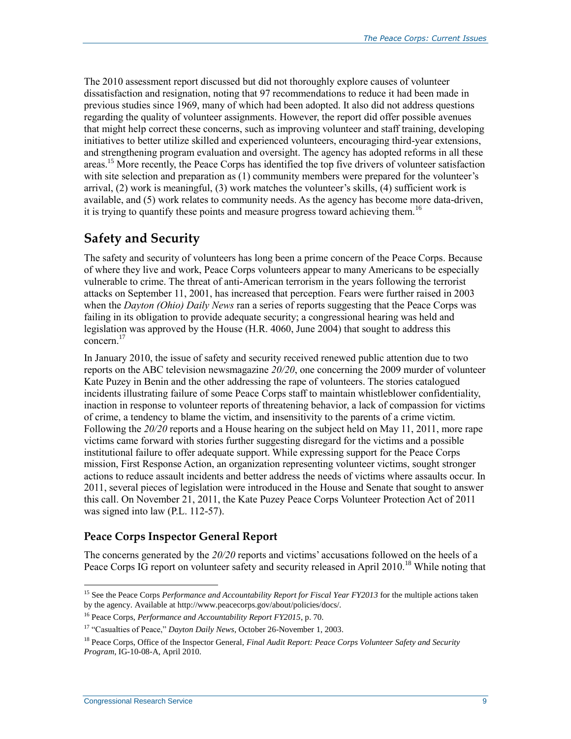The 2010 assessment report discussed but did not thoroughly explore causes of volunteer dissatisfaction and resignation, noting that 97 recommendations to reduce it had been made in previous studies since 1969, many of which had been adopted. It also did not address questions regarding the quality of volunteer assignments. However, the report did offer possible avenues that might help correct these concerns, such as improving volunteer and staff training, developing initiatives to better utilize skilled and experienced volunteers, encouraging third-year extensions, and strengthening program evaluation and oversight. The agency has adopted reforms in all these areas.[15] More recently, the Peace Corps has identified the top five drivers of volunteer satisfaction with site selection and preparation as (1) community members were prepared for the volunteer's arrival, (2) work is meaningful, (3) work matches the volunteer's skills, (4) sufficient work is available, and (5) work relates to community needs. As the agency has become more data-driven, it is trying to quantify these points and measure progress toward achieving them.[16]

## Safety and Security

The safety and security of volunteers has long been a prime concern of the Peace Corps. Because of where they live and work, Peace Corps volunteers appear to many Americans to be especially vulnerable to crime. The threat of anti-American terrorism in the years following the terrorist attacks on September 11, 2001, has increased that perception. Fears were further raised in 2003 when the *Dayton (Ohio) Daily News* ran a series of reports suggesting that the Peace Corps was failing in its obligation to provide adequate security; a congressional hearing was held and legislation was approved by the House (H.R. 4060, June 2004) that sought to address this concern.[17]

In January 2010, the issue of safety and security received renewed public attention due to two reports on the ABC television newsmagazine *20/20*, one concerning the 2009 murder of volunteer Kate Puzey in Benin and the other addressing the rape of volunteers. The stories catalogued incidents illustrating failure of some Peace Corps staff to maintain whistleblower confidentiality, inaction in response to volunteer reports of threatening behavior, a lack of compassion for victims of crime, a tendency to blame the victim, and insensitivity to the parents of a crime victim. Following the *20/20* reports and a House hearing on the subject held on May 11, 2011, more rape victims came forward with stories further suggesting disregard for the victims and a possible institutional failure to offer adequate support. While expressing support for the Peace Corps mission, First Response Action, an organization representing volunteer victims, sought stronger actions to reduce assault incidents and better address the needs of victims where assaults occur. In 2011, several pieces of legislation were introduced in the House and Senate that sought to answer this call. On November 21, 2011, the Kate Puzey Peace Corps Volunteer Protection Act of 2011 was signed into law (P.L. 112-57).

### Peace Corps Inspector General Report

The concerns generated by the *20/20* reports and victims' accusations followed on the heels of a Peace Corps IG report on volunteer safety and security released in April 2010.[18] While noting that

[15] See the Peace Corps *Performance and Accountability Report for Fiscal Year FY2013* for the multiple actions taken by the agency. Available at http://www.peacecorps.gov/about/policies/docs/.

[16] Peace Corps, *Performance and Accountability Report FY2015*, p. 70.

[17] "Casualties of Peace," *Dayton Daily News*, October 26-November 1, 2003.

[18] Peace Corps, Office of the Inspector General, *Final Audit Report: Peace Corps Volunteer Safety and Security Program*, IG-10-08-A, April 2010.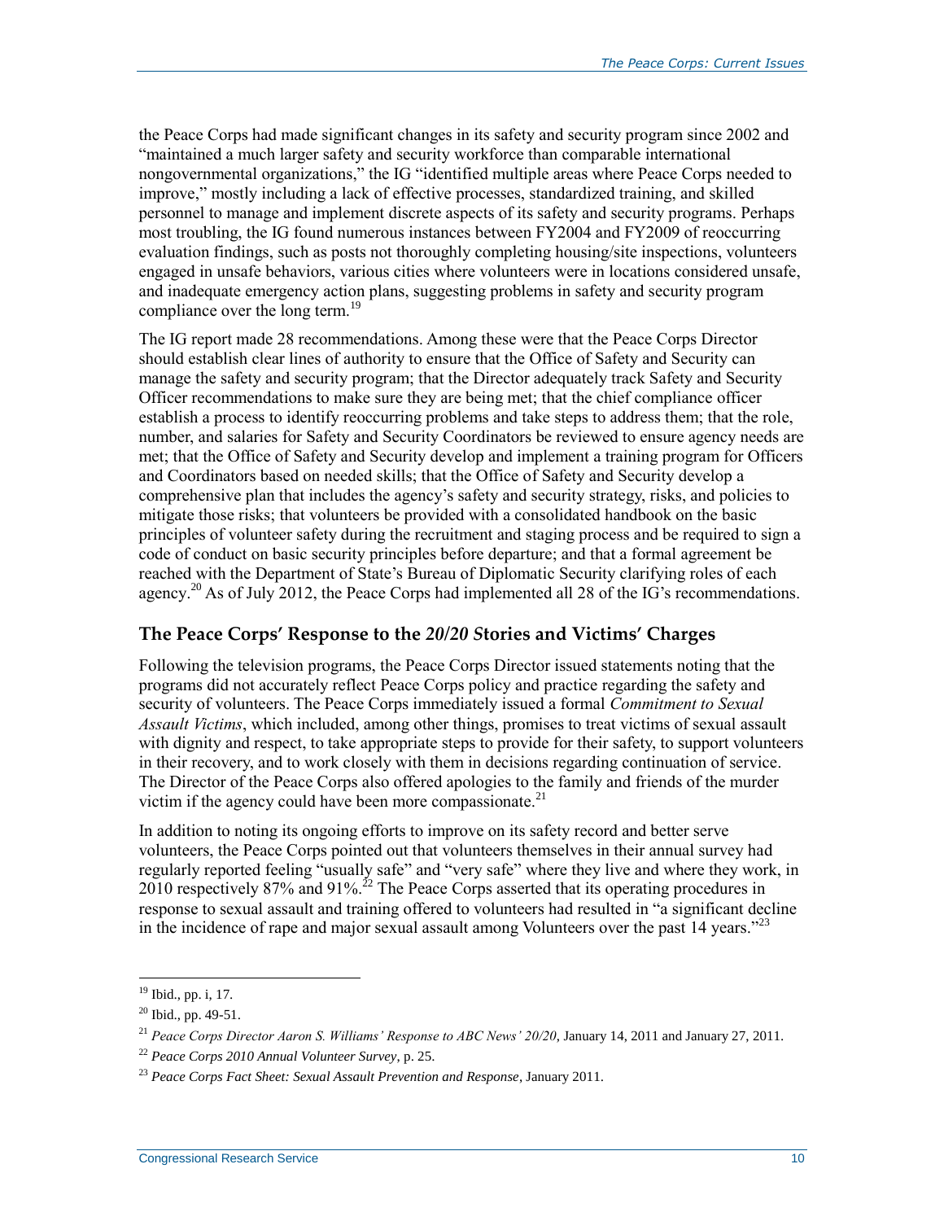the Peace Corps had made significant changes in its safety and security program since 2002 and "maintained a much larger safety and security workforce than comparable international nongovernmental organizations," the IG "identified multiple areas where Peace Corps needed to improve," mostly including a lack of effective processes, standardized training, and skilled personnel to manage and implement discrete aspects of its safety and security programs. Perhaps most troubling, the IG found numerous instances between FY2004 and FY2009 of reoccurring evaluation findings, such as posts not thoroughly completing housing/site inspections, volunteers engaged in unsafe behaviors, various cities where volunteers were in locations considered unsafe, and inadequate emergency action plans, suggesting problems in safety and security program compliance over the long term.[19]

The IG report made 28 recommendations. Among these were that the Peace Corps Director should establish clear lines of authority to ensure that the Office of Safety and Security can manage the safety and security program; that the Director adequately track Safety and Security Officer recommendations to make sure they are being met; that the chief compliance officer establish a process to identify reoccurring problems and take steps to address them; that the role, number, and salaries for Safety and Security Coordinators be reviewed to ensure agency needs are met; that the Office of Safety and Security develop and implement a training program for Officers and Coordinators based on needed skills; that the Office of Safety and Security develop a comprehensive plan that includes the agency's safety and security strategy, risks, and policies to mitigate those risks; that volunteers be provided with a consolidated handbook on the basic principles of volunteer safety during the recruitment and staging process and be required to sign a code of conduct on basic security principles before departure; and that a formal agreement be reached with the Department of State's Bureau of Diplomatic Security clarifying roles of each agency.[20] As of July 2012, the Peace Corps had implemented all 28 of the IG's recommendations.

## The Peace Corps' Response to the *20/20 S*tories and Victims' Charges

Following the television programs, the Peace Corps Director issued statements noting that the programs did not accurately reflect Peace Corps policy and practice regarding the safety and security of volunteers. The Peace Corps immediately issued a formal *Commitment to Sexual Assault Victims*, which included, among other things, promises to treat victims of sexual assault with dignity and respect, to take appropriate steps to provide for their safety, to support volunteers in their recovery, and to work closely with them in decisions regarding continuation of service. The Director of the Peace Corps also offered apologies to the family and friends of the murder victim if the agency could have been more compassionate.[21]

In addition to noting its ongoing efforts to improve on its safety record and better serve volunteers, the Peace Corps pointed out that volunteers themselves in their annual survey had regularly reported feeling "usually safe" and "very safe" where they live and where they work, in 2010 respectively 87% and 91%.[22] The Peace Corps asserted that its operating procedures in response to sexual assault and training offered to volunteers had resulted in "a significant decline in the incidence of rape and major sexual assault among Volunteers over the past 14 years."[23]

---

[19] Ibid., pp. i, 17.

[20] Ibid., pp. 49-51.

[21] *Peace Corps Director Aaron S. Williams' Response to ABC News' 20/20*, January 14, 2011 and January 27, 2011.

[22] *Peace Corps 2010 Annual Volunteer Survey*, p. 25.

[23] *Peace Corps Fact Sheet: Sexual Assault Prevention and Response*, January 2011.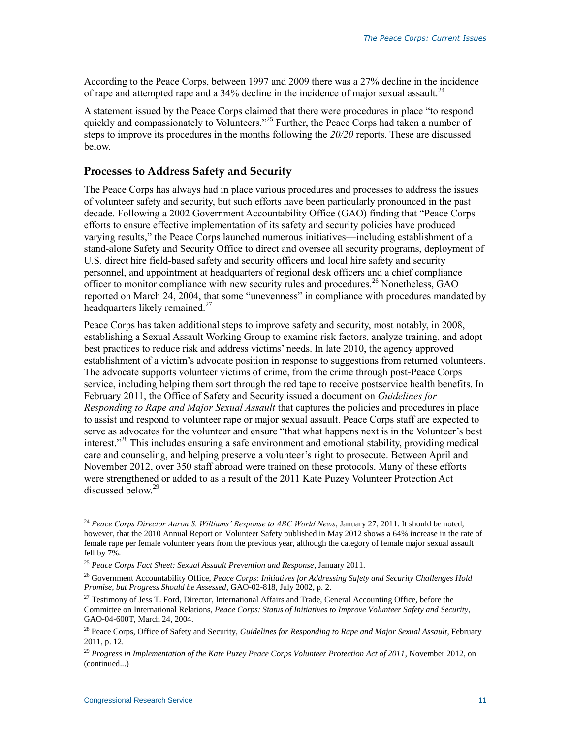According to the Peace Corps, between 1997 and 2009 there was a 27% decline in the incidence of rape and attempted rape and a 34% decline in the incidence of major sexual assault.[24]

A statement issued by the Peace Corps claimed that there were procedures in place "to respond quickly and compassionately to Volunteers."[25] Further, the Peace Corps had taken a number of steps to improve its procedures in the months following the *20/20* reports. These are discussed below.

### Processes to Address Safety and Security

The Peace Corps has always had in place various procedures and processes to address the issues of volunteer safety and security, but such efforts have been particularly pronounced in the past decade. Following a 2002 Government Accountability Office (GAO) finding that "Peace Corps efforts to ensure effective implementation of its safety and security policies have produced varying results," the Peace Corps launched numerous initiatives—including establishment of a stand-alone Safety and Security Office to direct and oversee all security programs, deployment of U.S. direct hire field-based safety and security officers and local hire safety and security personnel, and appointment at headquarters of regional desk officers and a chief compliance officer to monitor compliance with new security rules and procedures.[26] Nonetheless, GAO reported on March 24, 2004, that some "unevenness" in compliance with procedures mandated by headquarters likely remained.[27]

Peace Corps has taken additional steps to improve safety and security, most notably, in 2008, establishing a Sexual Assault Working Group to examine risk factors, analyze training, and adopt best practices to reduce risk and address victims' needs. In late 2010, the agency approved establishment of a victim's advocate position in response to suggestions from returned volunteers. The advocate supports volunteer victims of crime, from the crime through post-Peace Corps service, including helping them sort through the red tape to receive postservice health benefits. In February 2011, the Office of Safety and Security issued a document on *Guidelines for Responding to Rape and Major Sexual Assault* that captures the policies and procedures in place to assist and respond to volunteer rape or major sexual assault. Peace Corps staff are expected to serve as advocates for the volunteer and ensure "that what happens next is in the Volunteer's best interest."[28] This includes ensuring a safe environment and emotional stability, providing medical care and counseling, and helping preserve a volunteer's right to prosecute. Between April and November 2012, over 350 staff abroad were trained on these protocols. Many of these efforts were strengthened or added to as a result of the 2011 Kate Puzey Volunteer Protection Act discussed below.[29]

---

[24] *Peace Corps Director Aaron S. Williams' Response to ABC World News*, January 27, 2011. It should be noted, however, that the 2010 Annual Report on Volunteer Safety published in May 2012 shows a 64% increase in the rate of female rape per female volunteer years from the previous year, although the category of female major sexual assault fell by 7%.

[25] *Peace Corps Fact Sheet: Sexual Assault Prevention and Response*, January 2011.

[26] Government Accountability Office, *Peace Corps: Initiatives for Addressing Safety and Security Challenges Hold Promise, but Progress Should be Assessed*, GAO-02-818, July 2002, p. 2.

[27] Testimony of Jess T. Ford, Director, International Affairs and Trade, General Accounting Office, before the Committee on International Relations, *Peace Corps: Status of Initiatives to Improve Volunteer Safety and Security*, GAO-04-600T, March 24, 2004.

[28] Peace Corps, Office of Safety and Security, *Guidelines for Responding to Rape and Major Sexual Assault*, February 2011, p. 12.

[29] *Progress in Implementation of the Kate Puzey Peace Corps Volunteer Protection Act of 2011*, November 2012, on (continued...)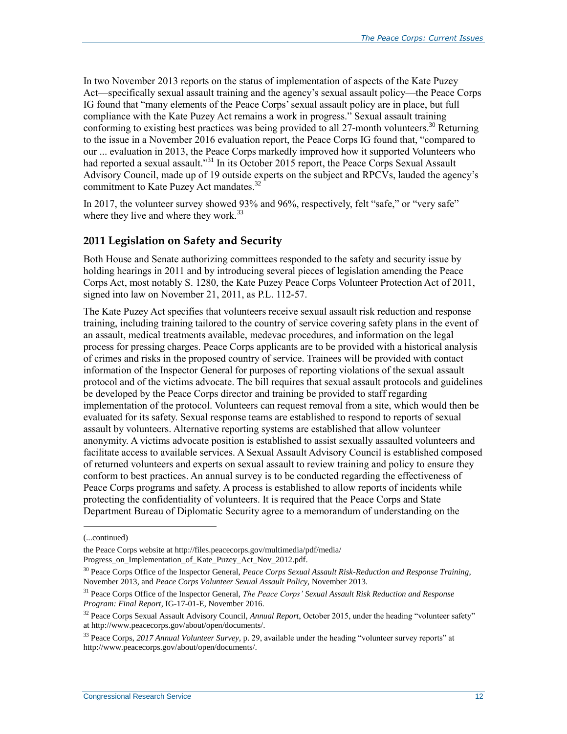In two November 2013 reports on the status of implementation of aspects of the Kate Puzey Act—specifically sexual assault training and the agency's sexual assault policy—the Peace Corps IG found that "many elements of the Peace Corps' sexual assault policy are in place, but full compliance with the Kate Puzey Act remains a work in progress." Sexual assault training conforming to existing best practices was being provided to all 27-month volunteers.[30] Returning to the issue in a November 2016 evaluation report, the Peace Corps IG found that, "compared to our ... evaluation in 2013, the Peace Corps markedly improved how it supported Volunteers who had reported a sexual assault."[31] In its October 2015 report, the Peace Corps Sexual Assault Advisory Council, made up of 19 outside experts on the subject and RPCVs, lauded the agency's commitment to Kate Puzey Act mandates.[32]

In 2017, the volunteer survey showed 93% and 96%, respectively, felt "safe," or "very safe" where they live and where they work.[33]

## 2011 Legislation on Safety and Security

Both House and Senate authorizing committees responded to the safety and security issue by holding hearings in 2011 and by introducing several pieces of legislation amending the Peace Corps Act, most notably S. 1280, the Kate Puzey Peace Corps Volunteer Protection Act of 2011, signed into law on November 21, 2011, as P.L. 112-57.

The Kate Puzey Act specifies that volunteers receive sexual assault risk reduction and response training, including training tailored to the country of service covering safety plans in the event of an assault, medical treatments available, medevac procedures, and information on the legal process for pressing charges. Peace Corps applicants are to be provided with a historical analysis of crimes and risks in the proposed country of service. Trainees will be provided with contact information of the Inspector General for purposes of reporting violations of the sexual assault protocol and of the victims advocate. The bill requires that sexual assault protocols and guidelines be developed by the Peace Corps director and training be provided to staff regarding implementation of the protocol. Volunteers can request removal from a site, which would then be evaluated for its safety. Sexual response teams are established to respond to reports of sexual assault by volunteers. Alternative reporting systems are established that allow volunteer anonymity. A victims advocate position is established to assist sexually assaulted volunteers and facilitate access to available services. A Sexual Assault Advisory Council is established composed of returned volunteers and experts on sexual assault to review training and policy to ensure they conform to best practices. An annual survey is to be conducted regarding the effectiveness of Peace Corps programs and safety. A process is established to allow reports of incidents while protecting the confidentiality of volunteers. It is required that the Peace Corps and State Department Bureau of Diplomatic Security agree to a memorandum of understanding on the

---

(...continued)

the Peace Corps website at http://files.peacecorps.gov/multimedia/pdf/media/Progress_on_Implementation_of_Kate_Puzey_Act_Nov_2012.pdf.

[30] Peace Corps Office of the Inspector General, *Peace Corps Sexual Assault Risk-Reduction and Response Training*, November 2013, and *Peace Corps Volunteer Sexual Assault Policy*, November 2013.

[31] Peace Corps Office of the Inspector General, *The Peace Corps' Sexual Assault Risk Reduction and Response Program: Final Report*, IG-17-01-E, November 2016.

[32] Peace Corps Sexual Assault Advisory Council, *Annual Report*, October 2015, under the heading "volunteer safety" at http://www.peacecorps.gov/about/open/documents/.

[33] Peace Corps, *2017 Annual Volunteer Survey*, p. 29, available under the heading "volunteer survey reports" at http://www.peacecorps.gov/about/open/documents/.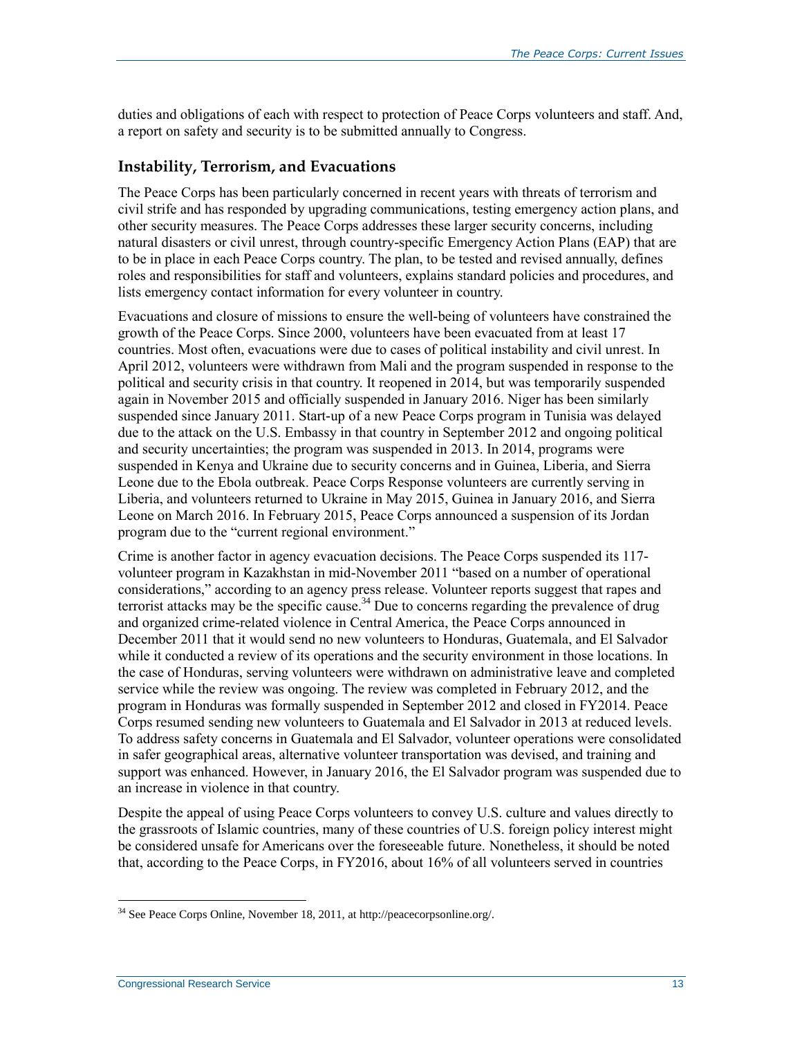duties and obligations of each with respect to protection of Peace Corps volunteers and staff. And, a report on safety and security is to be submitted annually to Congress.

### Instability, Terrorism, and Evacuations

The Peace Corps has been particularly concerned in recent years with threats of terrorism and civil strife and has responded by upgrading communications, testing emergency action plans, and other security measures. The Peace Corps addresses these larger security concerns, including natural disasters or civil unrest, through country-specific Emergency Action Plans (EAP) that are to be in place in each Peace Corps country. The plan, to be tested and revised annually, defines roles and responsibilities for staff and volunteers, explains standard policies and procedures, and lists emergency contact information for every volunteer in country.

Evacuations and closure of missions to ensure the well-being of volunteers have constrained the growth of the Peace Corps. Since 2000, volunteers have been evacuated from at least 17 countries. Most often, evacuations were due to cases of political instability and civil unrest. In April 2012, volunteers were withdrawn from Mali and the program suspended in response to the political and security crisis in that country. It reopened in 2014, but was temporarily suspended again in November 2015 and officially suspended in January 2016. Niger has been similarly suspended since January 2011. Start-up of a new Peace Corps program in Tunisia was delayed due to the attack on the U.S. Embassy in that country in September 2012 and ongoing political and security uncertainties; the program was suspended in 2013. In 2014, programs were suspended in Kenya and Ukraine due to security concerns and in Guinea, Liberia, and Sierra Leone due to the Ebola outbreak. Peace Corps Response volunteers are currently serving in Liberia, and volunteers returned to Ukraine in May 2015, Guinea in January 2016, and Sierra Leone on March 2016. In February 2015, Peace Corps announced a suspension of its Jordan program due to the "current regional environment."

Crime is another factor in agency evacuation decisions. The Peace Corps suspended its 117-volunteer program in Kazakhstan in mid-November 2011 "based on a number of operational considerations," according to an agency press release. Volunteer reports suggest that rapes and terrorist attacks may be the specific cause.[34] Due to concerns regarding the prevalence of drug and organized crime-related violence in Central America, the Peace Corps announced in December 2011 that it would send no new volunteers to Honduras, Guatemala, and El Salvador while it conducted a review of its operations and the security environment in those locations. In the case of Honduras, serving volunteers were withdrawn on administrative leave and completed service while the review was ongoing. The review was completed in February 2012, and the program in Honduras was formally suspended in September 2012 and closed in FY2014. Peace Corps resumed sending new volunteers to Guatemala and El Salvador in 2013 at reduced levels. To address safety concerns in Guatemala and El Salvador, volunteer operations were consolidated in safer geographical areas, alternative volunteer transportation was devised, and training and support was enhanced. However, in January 2016, the El Salvador program was suspended due to an increase in violence in that country.

Despite the appeal of using Peace Corps volunteers to convey U.S. culture and values directly to the grassroots of Islamic countries, many of these countries of U.S. foreign policy interest might be considered unsafe for Americans over the foreseeable future. Nonetheless, it should be noted that, according to the Peace Corps, in FY2016, about 16% of all volunteers served in countries

---

[34] See Peace Corps Online, November 18, 2011, at http://peacecorpsonline.org/.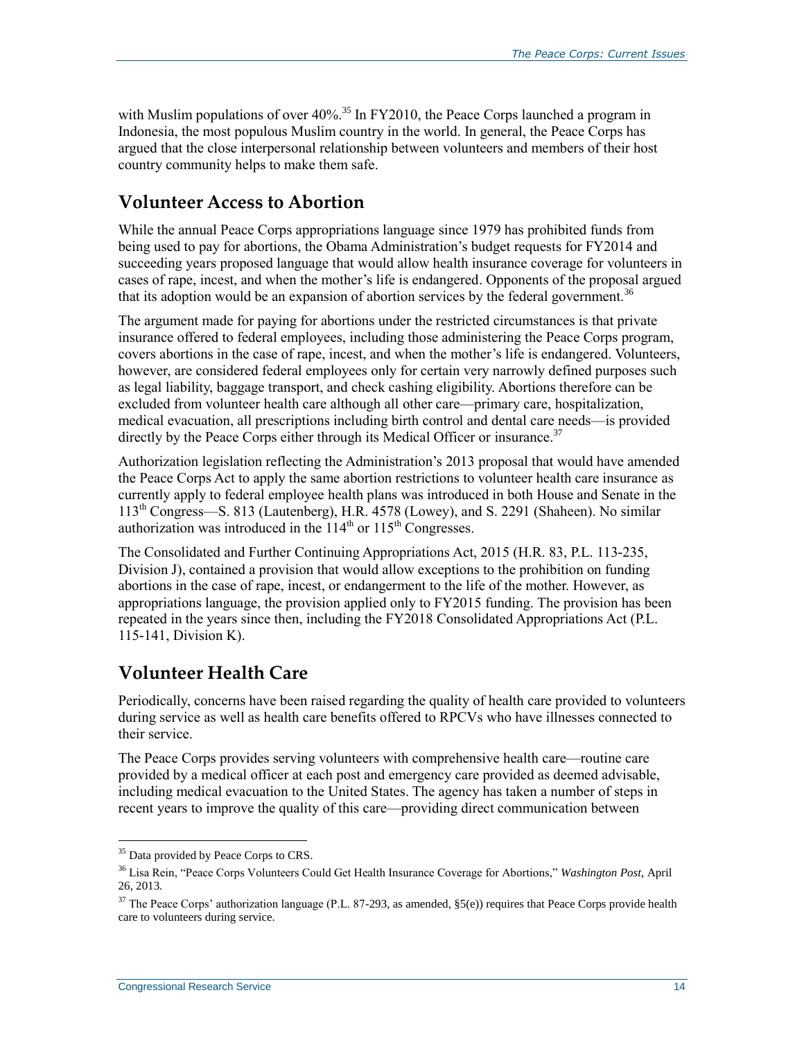with Muslim populations of over 40%.[35] In FY2010, the Peace Corps launched a program in Indonesia, the most populous Muslim country in the world. In general, the Peace Corps has argued that the close interpersonal relationship between volunteers and members of their host country community helps to make them safe.

## Volunteer Access to Abortion

While the annual Peace Corps appropriations language since 1979 has prohibited funds from being used to pay for abortions, the Obama Administration's budget requests for FY2014 and succeeding years proposed language that would allow health insurance coverage for volunteers in cases of rape, incest, and when the mother's life is endangered. Opponents of the proposal argued that its adoption would be an expansion of abortion services by the federal government.[36]

The argument made for paying for abortions under the restricted circumstances is that private insurance offered to federal employees, including those administering the Peace Corps program, covers abortions in the case of rape, incest, and when the mother's life is endangered. Volunteers, however, are considered federal employees only for certain very narrowly defined purposes such as legal liability, baggage transport, and check cashing eligibility. Abortions therefore can be excluded from volunteer health care although all other care—primary care, hospitalization, medical evacuation, all prescriptions including birth control and dental care needs—is provided directly by the Peace Corps either through its Medical Officer or insurance.[37]

Authorization legislation reflecting the Administration's 2013 proposal that would have amended the Peace Corps Act to apply the same abortion restrictions to volunteer health care insurance as currently apply to federal employee health plans was introduced in both House and Senate in the 113th Congress—S. 813 (Lautenberg), H.R. 4578 (Lowey), and S. 2291 (Shaheen). No similar authorization was introduced in the 114th or 115th Congresses.

The Consolidated and Further Continuing Appropriations Act, 2015 (H.R. 83, P.L. 113-235, Division J), contained a provision that would allow exceptions to the prohibition on funding abortions in the case of rape, incest, or endangerment to the life of the mother. However, as appropriations language, the provision applied only to FY2015 funding. The provision has been repeated in the years since then, including the FY2018 Consolidated Appropriations Act (P.L. 115-141, Division K).

## Volunteer Health Care

Periodically, concerns have been raised regarding the quality of health care provided to volunteers during service as well as health care benefits offered to RPCVs who have illnesses connected to their service.

The Peace Corps provides serving volunteers with comprehensive health care—routine care provided by a medical officer at each post and emergency care provided as deemed advisable, including medical evacuation to the United States. The agency has taken a number of steps in recent years to improve the quality of this care—providing direct communication between

---

[35] Data provided by Peace Corps to CRS.

[36] Lisa Rein, "Peace Corps Volunteers Could Get Health Insurance Coverage for Abortions," *Washington Post*, April 26, 2013.

[37] The Peace Corps' authorization language (P.L. 87-293, as amended, §5(e)) requires that Peace Corps provide health care to volunteers during service.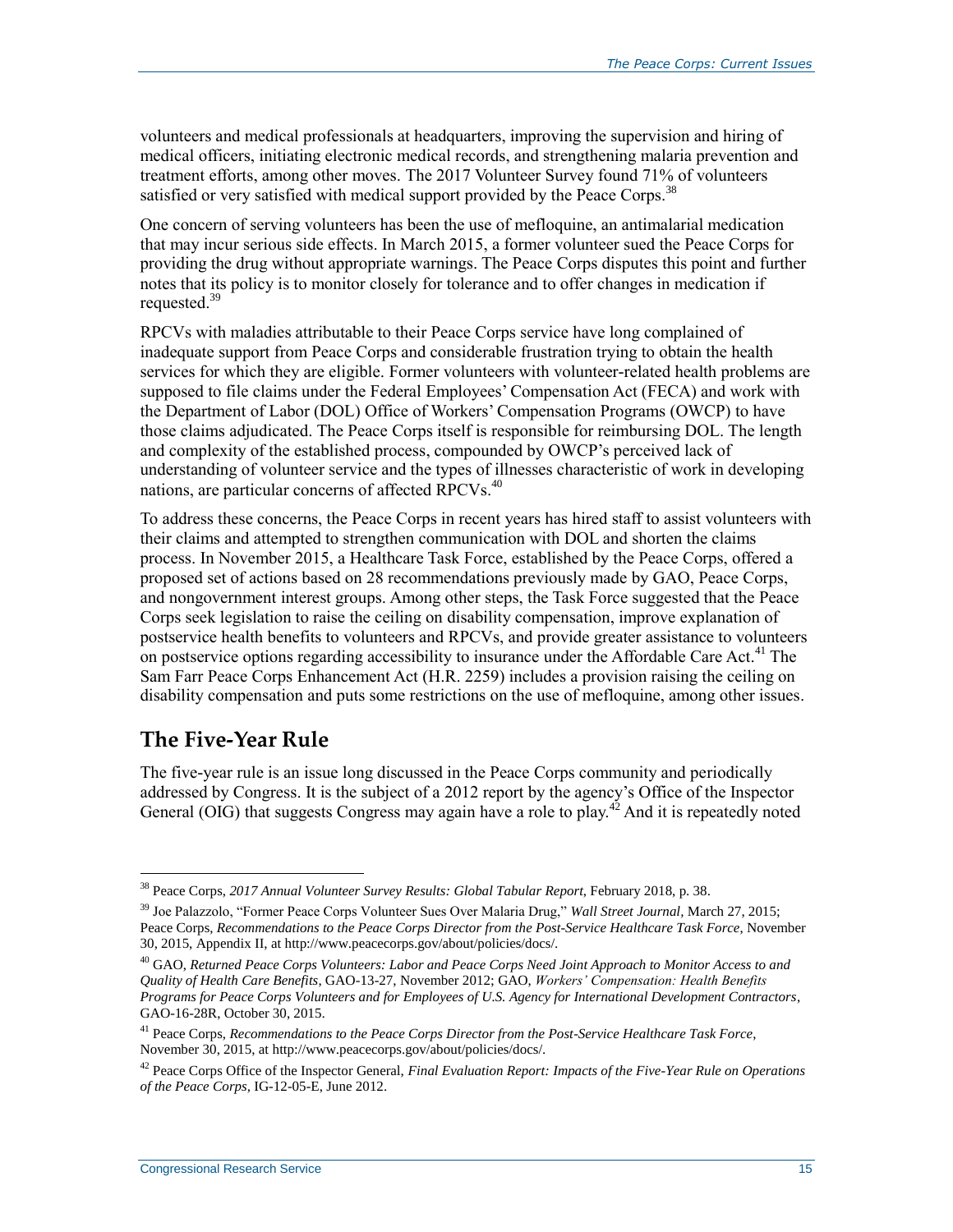volunteers and medical professionals at headquarters, improving the supervision and hiring of medical officers, initiating electronic medical records, and strengthening malaria prevention and treatment efforts, among other moves. The 2017 Volunteer Survey found 71% of volunteers satisfied or very satisfied with medical support provided by the Peace Corps.[38]

One concern of serving volunteers has been the use of mefloquine, an antimalarial medication that may incur serious side effects. In March 2015, a former volunteer sued the Peace Corps for providing the drug without appropriate warnings. The Peace Corps disputes this point and further notes that its policy is to monitor closely for tolerance and to offer changes in medication if requested.[39]

RPCVs with maladies attributable to their Peace Corps service have long complained of inadequate support from Peace Corps and considerable frustration trying to obtain the health services for which they are eligible. Former volunteers with volunteer-related health problems are supposed to file claims under the Federal Employees' Compensation Act (FECA) and work with the Department of Labor (DOL) Office of Workers' Compensation Programs (OWCP) to have those claims adjudicated. The Peace Corps itself is responsible for reimbursing DOL. The length and complexity of the established process, compounded by OWCP's perceived lack of understanding of volunteer service and the types of illnesses characteristic of work in developing nations, are particular concerns of affected RPCVs.[40]

To address these concerns, the Peace Corps in recent years has hired staff to assist volunteers with their claims and attempted to strengthen communication with DOL and shorten the claims process. In November 2015, a Healthcare Task Force, established by the Peace Corps, offered a proposed set of actions based on 28 recommendations previously made by GAO, Peace Corps, and nongovernment interest groups. Among other steps, the Task Force suggested that the Peace Corps seek legislation to raise the ceiling on disability compensation, improve explanation of postservice health benefits to volunteers and RPCVs, and provide greater assistance to volunteers on postservice options regarding accessibility to insurance under the Affordable Care Act.[41] The Sam Farr Peace Corps Enhancement Act (H.R. 2259) includes a provision raising the ceiling on disability compensation and puts some restrictions on the use of mefloquine, among other issues.

## The Five-Year Rule

The five-year rule is an issue long discussed in the Peace Corps community and periodically addressed by Congress. It is the subject of a 2012 report by the agency's Office of the Inspector General (OIG) that suggests Congress may again have a role to play.[42] And it is repeatedly noted

---

[38] Peace Corps, *2017 Annual Volunteer Survey Results: Global Tabular Report*, February 2018, p. 38.

[39] Joe Palazzolo, "Former Peace Corps Volunteer Sues Over Malaria Drug," *Wall Street Journal*, March 27, 2015; Peace Corps, *Recommendations to the Peace Corps Director from the Post-Service Healthcare Task Force*, November 30, 2015, Appendix II, at http://www.peacecorps.gov/about/policies/docs/.

[40] GAO, *Returned Peace Corps Volunteers: Labor and Peace Corps Need Joint Approach to Monitor Access to and Quality of Health Care Benefits*, GAO-13-27, November 2012; GAO, *Workers' Compensation: Health Benefits Programs for Peace Corps Volunteers and for Employees of U.S. Agency for International Development Contractors*, GAO-16-28R, October 30, 2015.

[41] Peace Corps, *Recommendations to the Peace Corps Director from the Post-Service Healthcare Task Force*, November 30, 2015, at http://www.peacecorps.gov/about/policies/docs/.

[42] Peace Corps Office of the Inspector General, *Final Evaluation Report: Impacts of the Five-Year Rule on Operations of the Peace Corps*, IG-12-05-E, June 2012.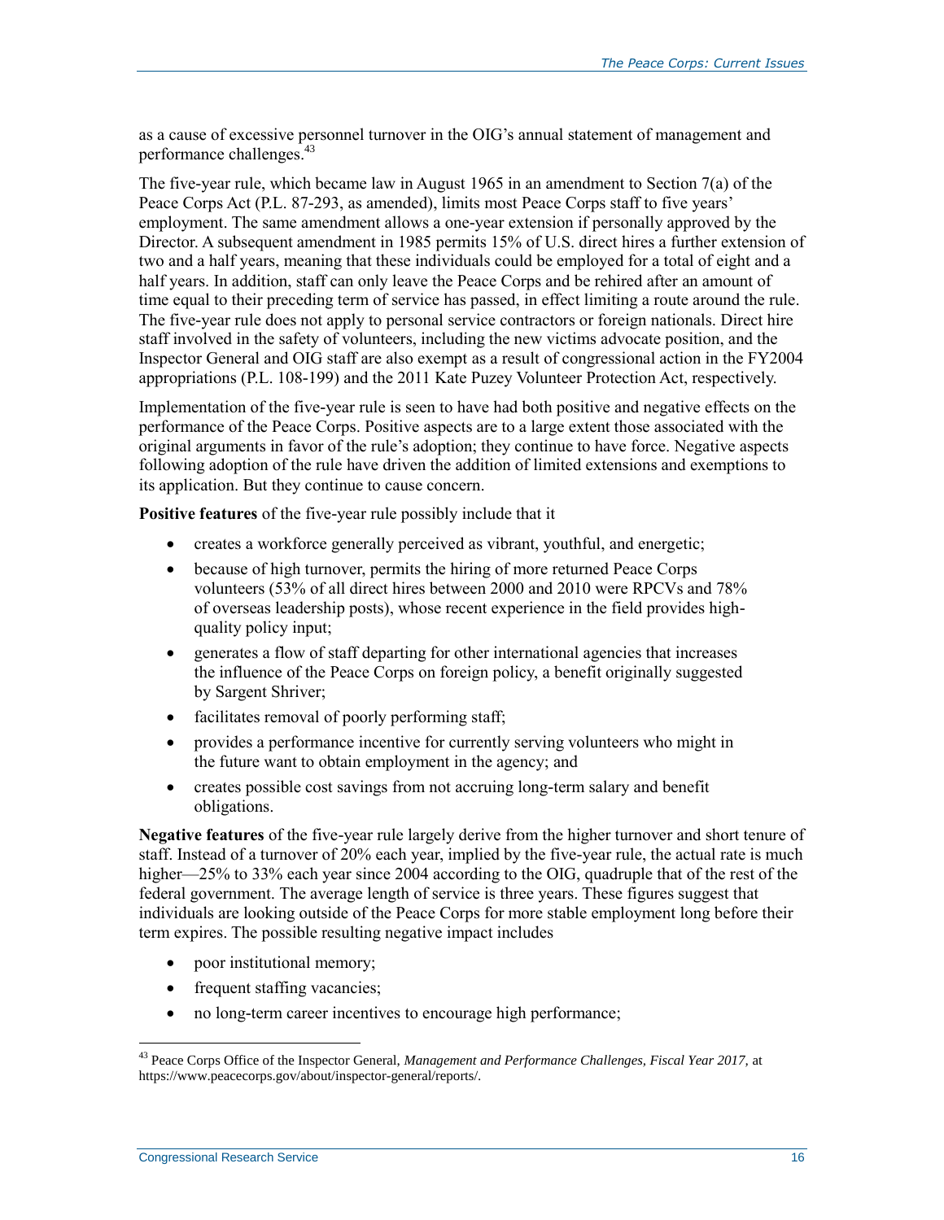as a cause of excessive personnel turnover in the OIG's annual statement of management and performance challenges.[43]

The five-year rule, which became law in August 1965 in an amendment to Section 7(a) of the Peace Corps Act (P.L. 87-293, as amended), limits most Peace Corps staff to five years' employment. The same amendment allows a one-year extension if personally approved by the Director. A subsequent amendment in 1985 permits 15% of U.S. direct hires a further extension of two and a half years, meaning that these individuals could be employed for a total of eight and a half years. In addition, staff can only leave the Peace Corps and be rehired after an amount of time equal to their preceding term of service has passed, in effect limiting a route around the rule. The five-year rule does not apply to personal service contractors or foreign nationals. Direct hire staff involved in the safety of volunteers, including the new victims advocate position, and the Inspector General and OIG staff are also exempt as a result of congressional action in the FY2004 appropriations (P.L. 108-199) and the 2011 Kate Puzey Volunteer Protection Act, respectively.

Implementation of the five-year rule is seen to have had both positive and negative effects on the performance of the Peace Corps. Positive aspects are to a large extent those associated with the original arguments in favor of the rule's adoption; they continue to have force. Negative aspects following adoption of the rule have driven the addition of limited extensions and exemptions to its application. But they continue to cause concern.

**Positive features** of the five-year rule possibly include that it

- creates a workforce generally perceived as vibrant, youthful, and energetic;
- because of high turnover, permits the hiring of more returned Peace Corps volunteers (53% of all direct hires between 2000 and 2010 were RPCVs and 78% of overseas leadership posts), whose recent experience in the field provides high-quality policy input;
- generates a flow of staff departing for other international agencies that increases the influence of the Peace Corps on foreign policy, a benefit originally suggested by Sargent Shriver;
- facilitates removal of poorly performing staff;
- provides a performance incentive for currently serving volunteers who might in the future want to obtain employment in the agency; and
- creates possible cost savings from not accruing long-term salary and benefit obligations.

**Negative features** of the five-year rule largely derive from the higher turnover and short tenure of staff. Instead of a turnover of 20% each year, implied by the five-year rule, the actual rate is much higher—25% to 33% each year since 2004 according to the OIG, quadruple that of the rest of the federal government. The average length of service is three years. These figures suggest that individuals are looking outside of the Peace Corps for more stable employment long before their term expires. The possible resulting negative impact includes

- poor institutional memory;
- frequent staffing vacancies;
- no long-term career incentives to encourage high performance;

[43] Peace Corps Office of the Inspector General, *Management and Performance Challenges, Fiscal Year 2017,* at https://www.peacecorps.gov/about/inspector-general/reports/.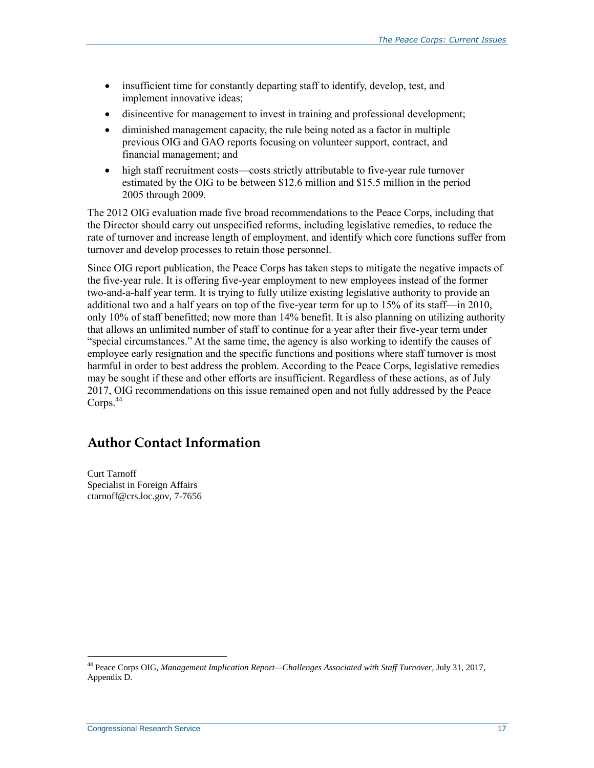- insufficient time for constantly departing staff to identify, develop, test, and implement innovative ideas;
- disincentive for management to invest in training and professional development;
- diminished management capacity, the rule being noted as a factor in multiple previous OIG and GAO reports focusing on volunteer support, contract, and financial management; and
- high staff recruitment costs—costs strictly attributable to five-year rule turnover estimated by the OIG to be between $12.6 million and $15.5 million in the period 2005 through 2009.

The 2012 OIG evaluation made five broad recommendations to the Peace Corps, including that the Director should carry out unspecified reforms, including legislative remedies, to reduce the rate of turnover and increase length of employment, and identify which core functions suffer from turnover and develop processes to retain those personnel.

Since OIG report publication, the Peace Corps has taken steps to mitigate the negative impacts of the five-year rule. It is offering five-year employment to new employees instead of the former two-and-a-half year term. It is trying to fully utilize existing legislative authority to provide an additional two and a half years on top of the five-year term for up to 15% of its staff—in 2010, only 10% of staff benefitted; now more than 14% benefit. It is also planning on utilizing authority that allows an unlimited number of staff to continue for a year after their five-year term under "special circumstances." At the same time, the agency is also working to identify the causes of employee early resignation and the specific functions and positions where staff turnover is most harmful in order to best address the problem. According to the Peace Corps, legislative remedies may be sought if these and other efforts are insufficient. Regardless of these actions, as of July 2017, OIG recommendations on this issue remained open and not fully addressed by the Peace Corps.[44]

## Author Contact Information

Curt Tarnoff
Specialist in Foreign Affairs
ctarnoff@crs.loc.gov, 7-7656

[44] Peace Corps OIG, *Management Implication Report—Challenges Associated with Staff Turnover*, July 31, 2017, Appendix D.